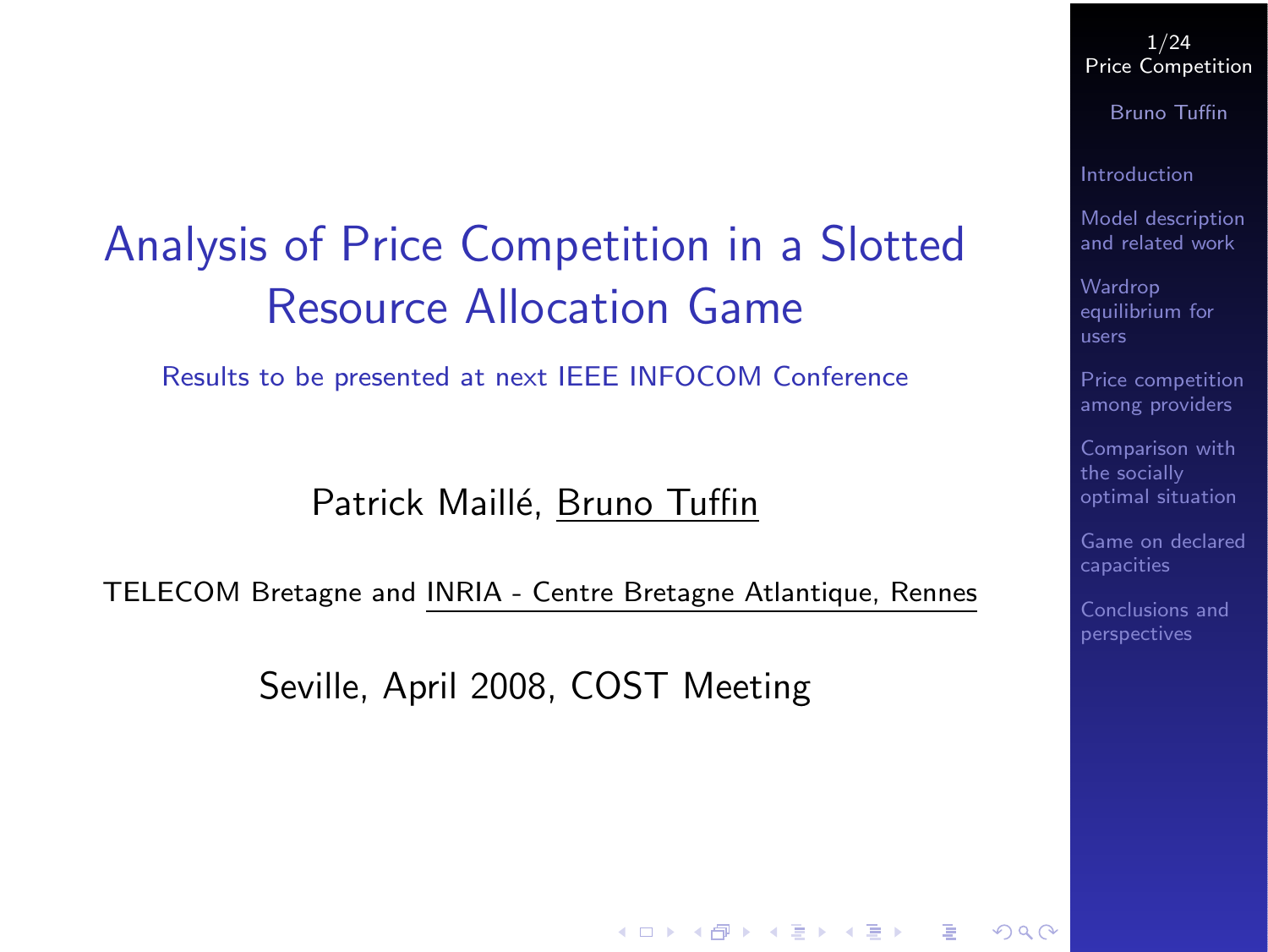# Analysis of Price Competition in a Slotted Resource Allocation Game

Results to be presented at next IEEE INFOCOM Conference

Patrick Maillé, Bruno Tuffin

TELECOM Bretagne and INRIA - Centre Bretagne Atlantique, Rennes

Seville, April 2008, COST Meeting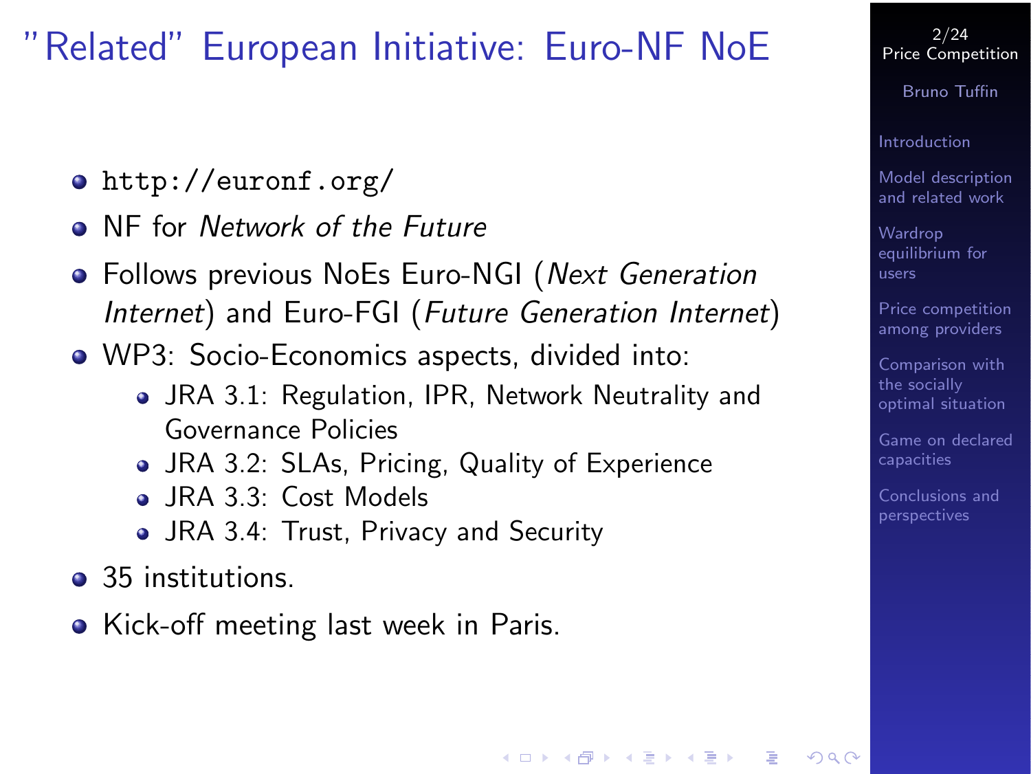# "Related" European Initiative: Euro-NF NoE

- `http://euronf.org/`
- NF for *Network of the Future*
- Follows previous NoEs Euro-NGI (*Next Generation Internet*) and Euro-FGI (*Future Generation Internet*)
- WP3: Socio-Economics aspects, divided into:
  - JRA 3.1: Regulation, IPR, Network Neutrality and Governance Policies
  - JRA 3.2: SLAs, Pricing, Quality of Experience
  - JRA 3.3: Cost Models
  - JRA 3.4: Trust, Privacy and Security
- 35 institutions.
- Kick-off meeting last week in Paris.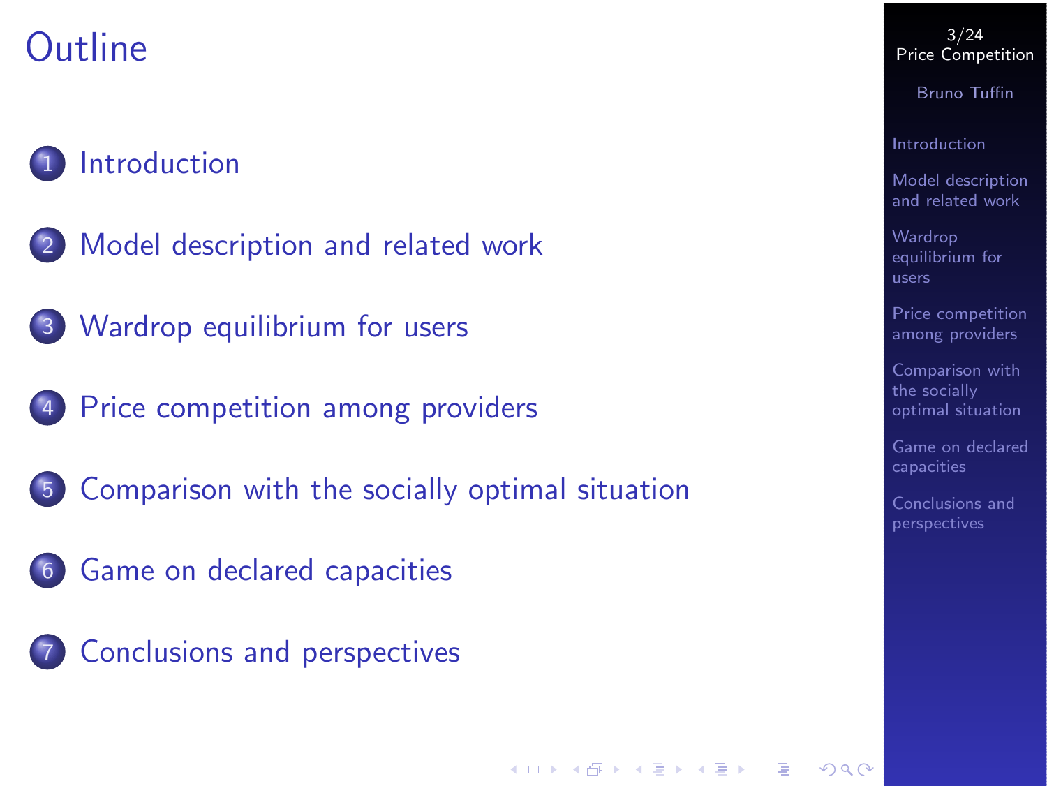# Outline

1. Introduction
2. Model description and related work
3. Wardrop equilibrium for users
4. Price competition among providers
5. Comparison with the socially optimal situation
6. Game on declared capacities
7. Conclusions and perspectives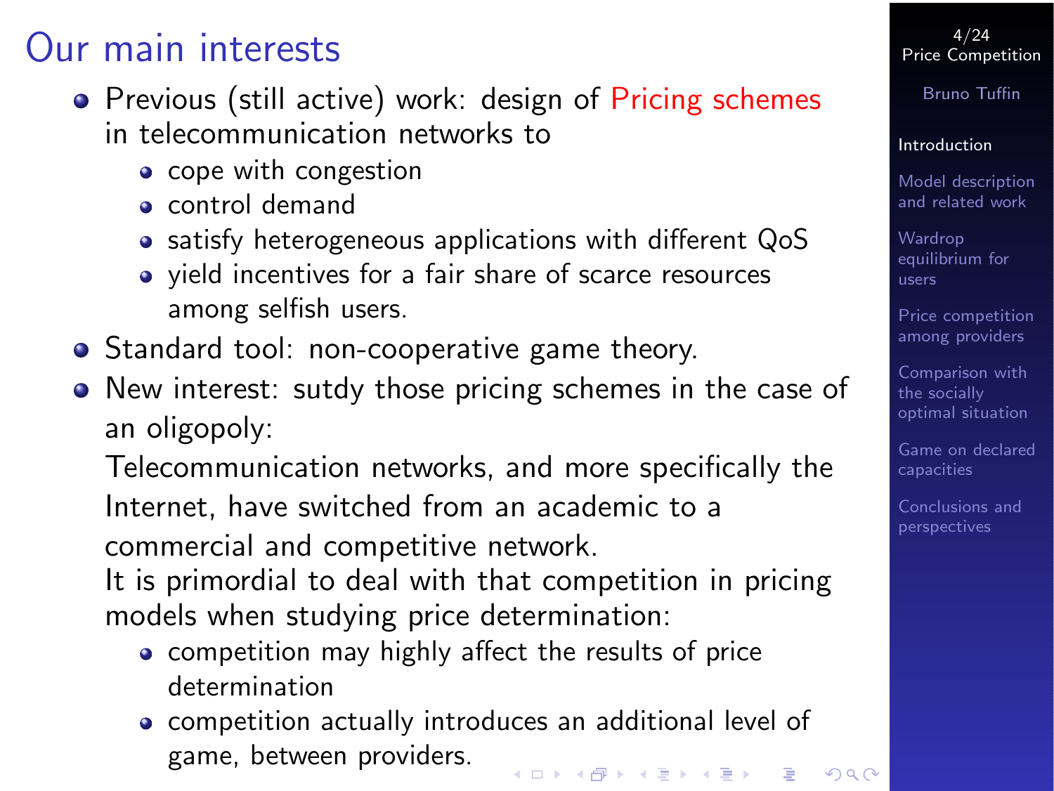# Our main interests

- Previous (still active) work: design of Pricing schemes in telecommunication networks to
  - cope with congestion
  - control demand
  - satisfy heterogeneous applications with different QoS
  - yield incentives for a fair share of scarce resources among selfish users.
- Standard tool: non-cooperative game theory.
- New interest: sutdy those pricing schemes in the case of an oligopoly:

  Telecommunication networks, and more specifically the Internet, have switched from an academic to a commercial and competitive network.

  It is primordial to deal with that competition in pricing models when studying price determination:
  - competition may highly affect the results of price determination
  - competition actually introduces an additional level of game, between providers.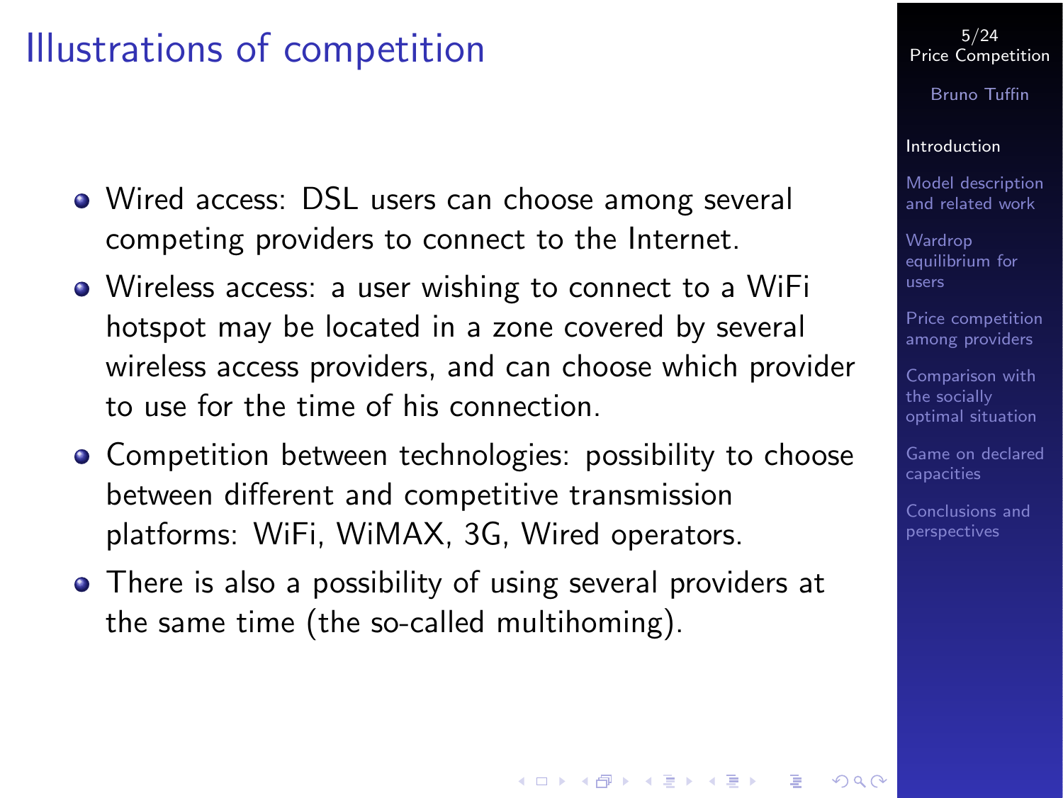# Illustrations of competition

- Wired access: DSL users can choose among several competing providers to connect to the Internet.
- Wireless access: a user wishing to connect to a WiFi hotspot may be located in a zone covered by several wireless access providers, and can choose which provider to use for the time of his connection.
- Competition between technologies: possibility to choose between different and competitive transmission platforms: WiFi, WiMAX, 3G, Wired operators.
- There is also a possibility of using several providers at the same time (the so-called multihoming).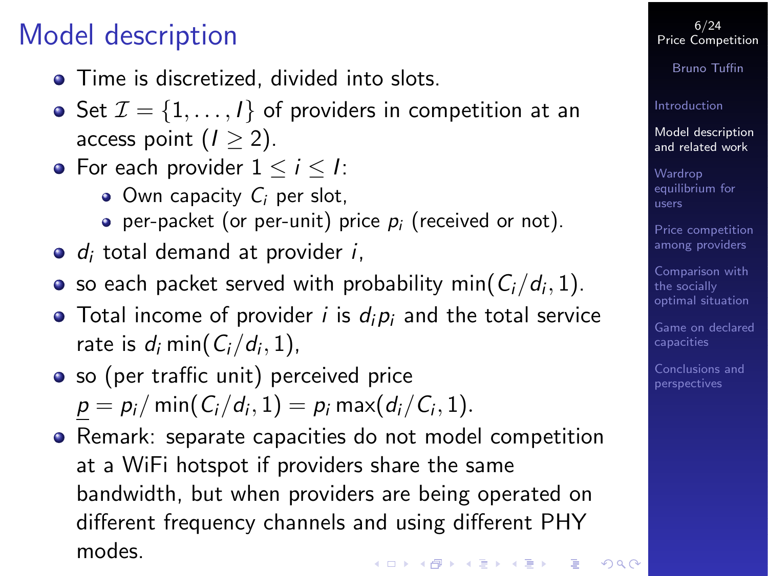# Model description

- Time is discretized, divided into slots.
- Set $\mathcal{I} = \{1, \ldots, I\}$ of providers in competition at an access point ($I \geq 2$).
- For each provider $1 \leq i \leq I$:
  - Own capacity $C_i$ per slot,
  - per-packet (or per-unit) price $p_i$ (received or not).
- $d_i$ total demand at provider $i$,
- so each packet served with probability $\min(C_i/d_i, 1)$.
- Total income of provider $i$ is $d_i p_i$ and the total service rate is $d_i \min(C_i/d_i, 1)$,
- so (per traffic unit) perceived price $\underline{p} = p_i / \min(C_i/d_i, 1) = p_i \max(d_i/C_i, 1)$.
- Remark: separate capacities do not model competition at a WiFi hotspot if providers share the same bandwidth, but when providers are being operated on different frequency channels and using different PHY modes.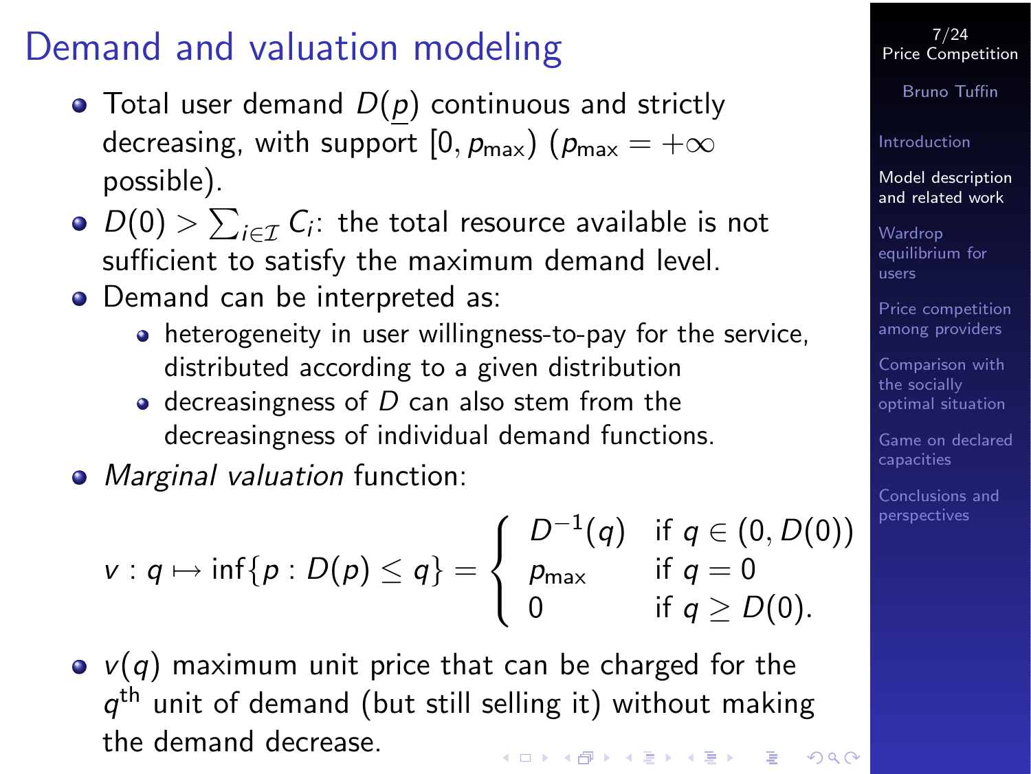# Demand and valuation modeling

- Total user demand $D(\underline{p})$ continuous and strictly decreasing, with support $[0, p_{\max})$ ($p_{\max} = +\infty$ possible).
- $D(0) > \sum_{i \in \mathcal{I}} C_i$: the total resource available is not sufficient to satisfy the maximum demand level.
- Demand can be interpreted as:
  - heterogeneity in user willingness-to-pay for the service, distributed according to a given distribution
  - decreasingness of $D$ can also stem from the decreasingness of individual demand functions.
- *Marginal valuation* function:

$$v : q \mapsto \inf\{p : D(p) \leq q\} = \begin{cases} D^{-1}(q) & \text{if } q \in (0, D(0)) \\ p_{\max} & \text{if } q = 0 \\ 0 & \text{if } q \geq D(0). \end{cases}$$

- $v(q)$ maximum unit price that can be charged for the $q^{\text{th}}$ unit of demand (but still selling it) without making the demand decrease.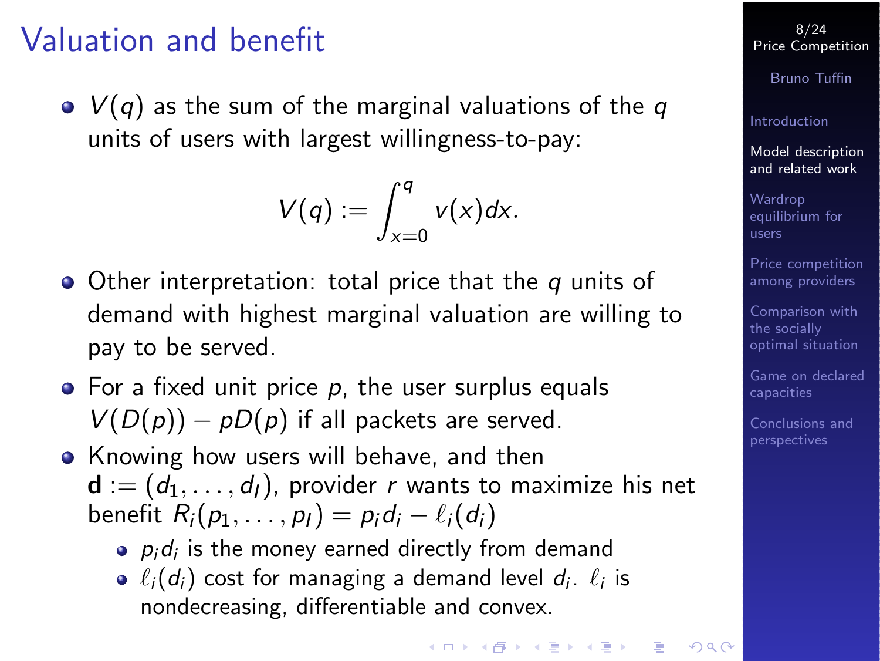# Valuation and benefit

- $V(q)$ as the sum of the marginal valuations of the $q$ units of users with largest willingness-to-pay:

$$V(q) := \int_{x=0}^{q} v(x)dx.$$

- Other interpretation: total price that the $q$ units of demand with highest marginal valuation are willing to pay to be served.
- For a fixed unit price $p$, the user surplus equals $V(D(p)) - pD(p)$ if all packets are served.
- Knowing how users will behave, and then $\mathbf{d} := (d_1, \ldots, d_I)$, provider $r$ wants to maximize his net benefit $R_i(p_1, \ldots, p_I) = p_i d_i - \ell_i(d_i)$
  - $p_i d_i$ is the money earned directly from demand
  - $\ell_i(d_i)$ cost for managing a demand level $d_i$. $\ell_i$ is nondecreasing, differentiable and convex.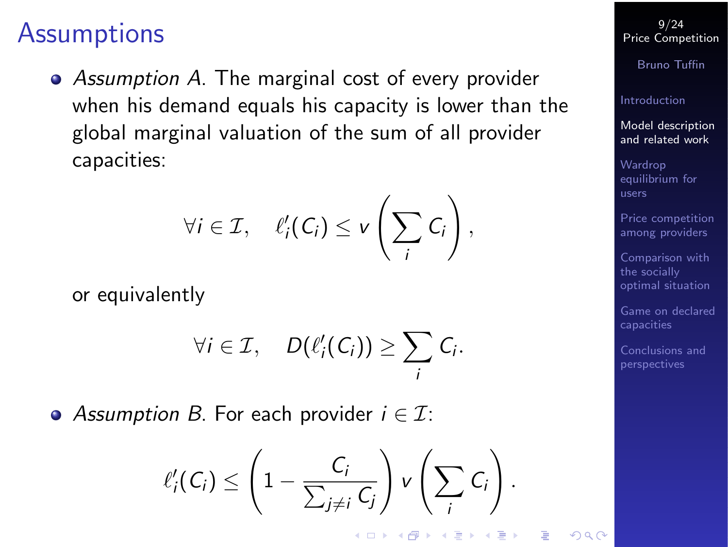# Assumptions

- *Assumption A*. The marginal cost of every provider when his demand equals his capacity is lower than the global marginal valuation of the sum of all provider capacities:

$$\forall i \in \mathcal{I}, \quad \ell_i'(C_i) \leq v\left(\sum_i C_i\right),$$

or equivalently

$$\forall i \in \mathcal{I}, \quad D(\ell_i'(C_i)) \geq \sum_i C_i.$$

- *Assumption B*. For each provider $i \in \mathcal{I}$:

$$\ell_i'(C_i) \leq \left(1 - \frac{C_i}{\sum_{j \neq i} C_j}\right) v\left(\sum_i C_i\right).$$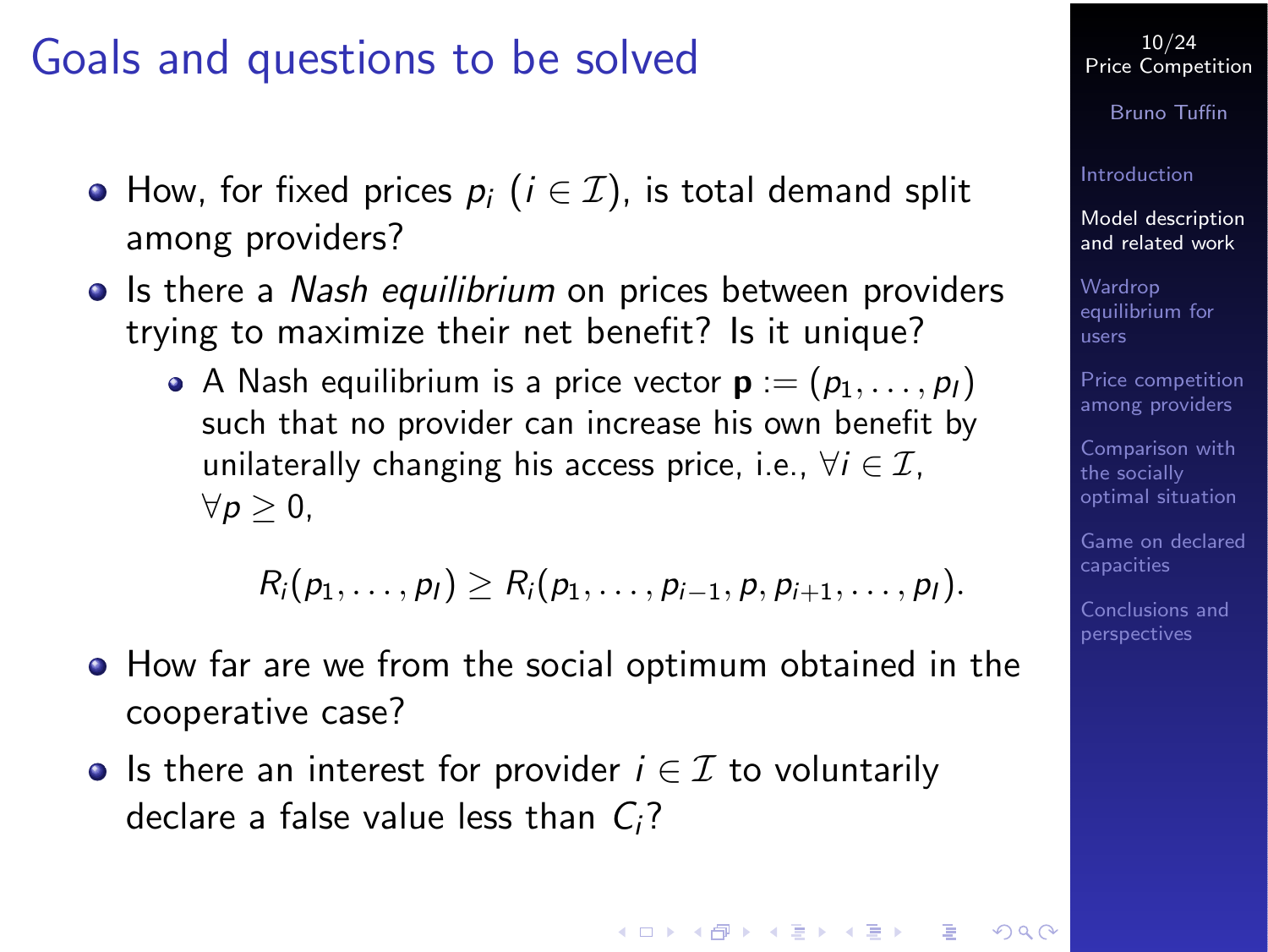# Goals and questions to be solved

- How, for fixed prices $p_i$ ($i \in \mathcal{I}$), is total demand split among providers?
- Is there a *Nash equilibrium* on prices between providers trying to maximize their net benefit? Is it unique?
  - A Nash equilibrium is a price vector $\mathbf{p} := (p_1, \ldots, p_I)$ such that no provider can increase his own benefit by unilaterally changing his access price, i.e., $\forall i \in \mathcal{I}$, $\forall p \geq 0$,

$$R_i(p_1, \ldots, p_I) \geq R_i(p_1, \ldots, p_{i-1}, p, p_{i+1}, \ldots, p_I).$$

- How far are we from the social optimum obtained in the cooperative case?
- Is there an interest for provider $i \in \mathcal{I}$ to voluntarily declare a false value less than $C_i$?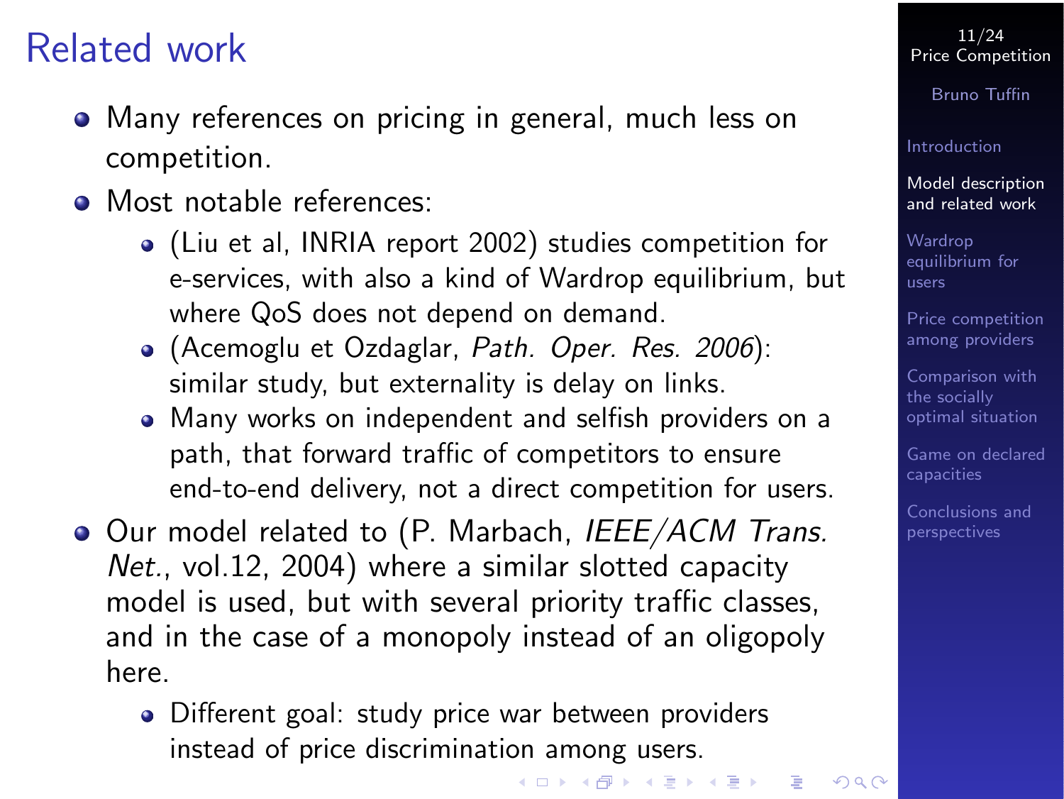# Related work

- Many references on pricing in general, much less on competition.
- Most notable references:
  - (Liu et al, INRIA report 2002) studies competition for e-services, with also a kind of Wardrop equilibrium, but where QoS does not depend on demand.
  - (Acemoglu et Ozdaglar, *Path. Oper. Res. 2006*): similar study, but externality is delay on links.
  - Many works on independent and selfish providers on a path, that forward traffic of competitors to ensure end-to-end delivery, not a direct competition for users.
- Our model related to (P. Marbach, *IEEE/ACM Trans. Net.*, vol.12, 2004) where a similar slotted capacity model is used, but with several priority traffic classes, and in the case of a monopoly instead of an oligopoly here.
  - Different goal: study price war between providers instead of price discrimination among users.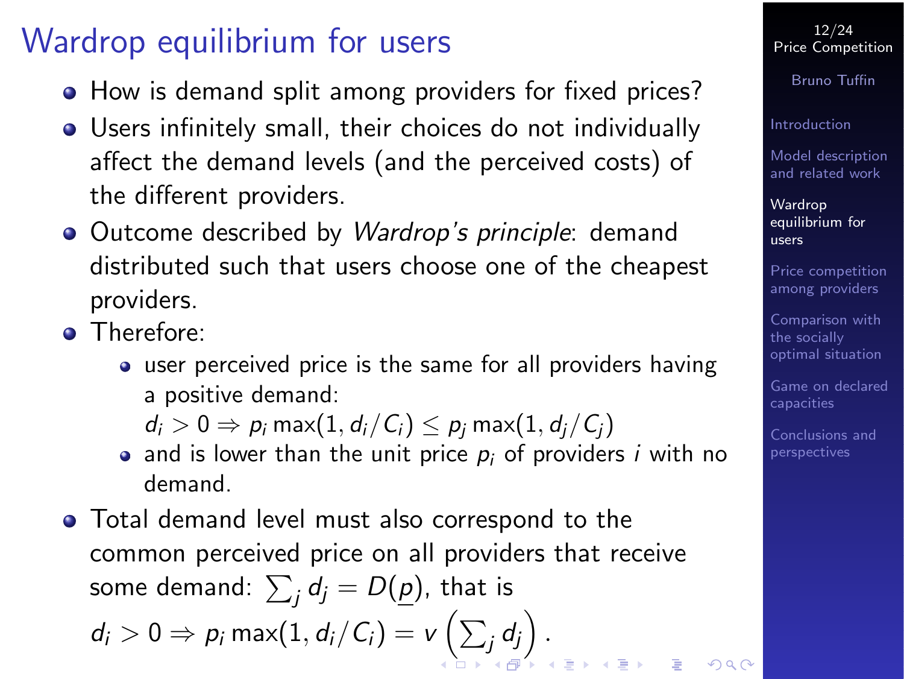# Wardrop equilibrium for users

- How is demand split among providers for fixed prices?
- Users infinitely small, their choices do not individually affect the demand levels (and the perceived costs) of the different providers.
- Outcome described by *Wardrop's principle*: demand distributed such that users choose one of the cheapest providers.
- Therefore:
  - user perceived price is the same for all providers having a positive demand:
    $d_i > 0 \Rightarrow p_i \max(1, d_i/C_i) \leq p_j \max(1, d_j/C_j)$
  - and is lower than the unit price $p_i$ of providers $i$ with no demand.
- Total demand level must also correspond to the common perceived price on all providers that receive some demand: $\sum_j d_j = D(\underline{p})$, that is

$$d_i > 0 \Rightarrow p_i \max(1, d_i/C_i) = v\left(\sum_j d_j\right).$$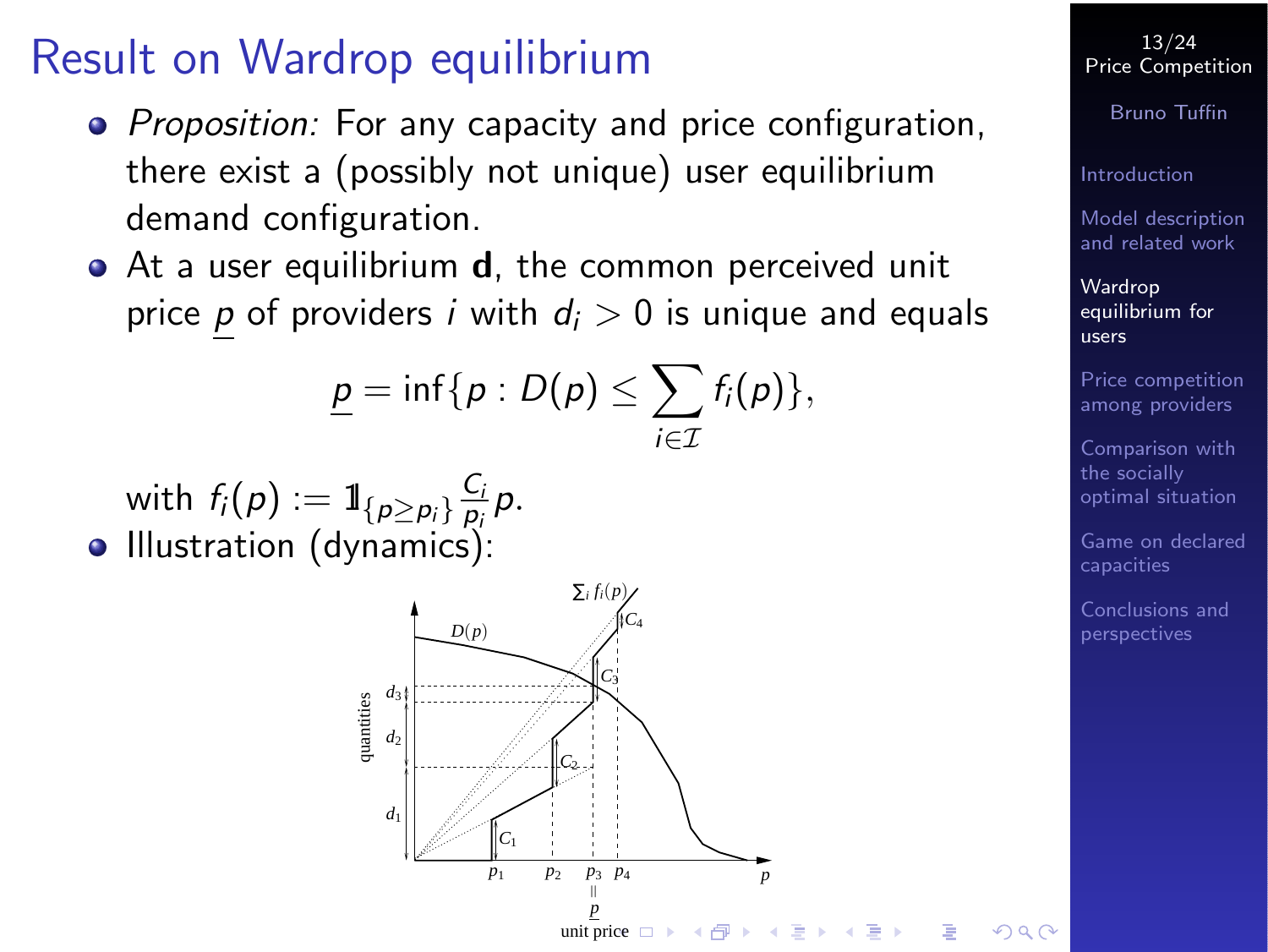# Result on Wardrop equilibrium

- *Proposition:* For any capacity and price configuration, there exist a (possibly not unique) user equilibrium demand configuration.
- At a user equilibrium **d**, the common perceived unit price $\underline{p}$ of providers $i$ with $d_i > 0$ is unique and equals

$$\underline{p} = \inf\{p : D(p) \leq \sum_{i \in \mathcal{I}} f_i(p)\},$$

  with $f_i(p) := \mathbb{1}_{\{p \geq p_i\}} \frac{C_i}{p_i} p$.
- Illustration (dynamics):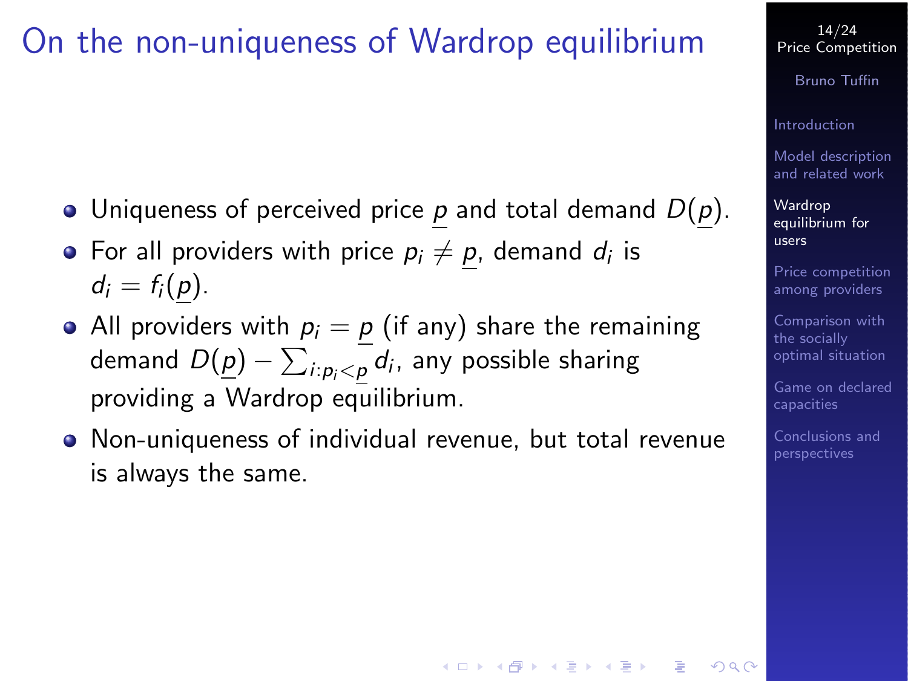# On the non-uniqueness of Wardrop equilibrium

- Uniqueness of perceived price $\underline{p}$ and total demand $D(\underline{p})$.
- For all providers with price $p_i \neq \underline{p}$, demand $d_i$ is $d_i = f_i(\underline{p})$.
- All providers with $p_i = \underline{p}$ (if any) share the remaining demand $D(\underline{p}) - \sum_{i:p_i<\underline{p}} d_i$, any possible sharing providing a Wardrop equilibrium.
- Non-uniqueness of individual revenue, but total revenue is always the same.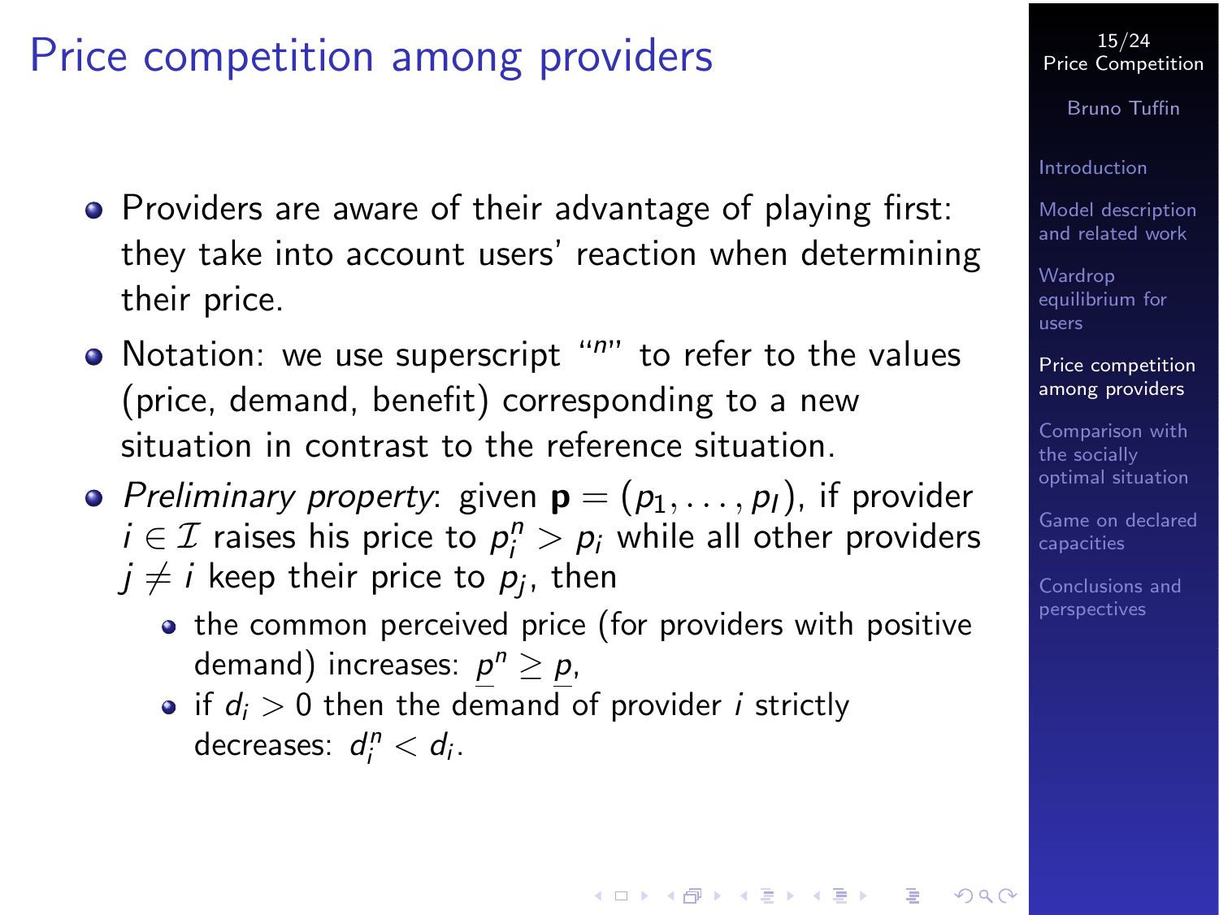# Price competition among providers

- Providers are aware of their advantage of playing first: they take into account users' reaction when determining their price.
- Notation: we use superscript "$n$" to refer to the values (price, demand, benefit) corresponding to a new situation in contrast to the reference situation.
- *Preliminary property*: given $\mathbf{p} = (p_1, \ldots, p_I)$, if provider $i \in \mathcal{I}$ raises his price to $p_i^n > p_i$ while all other providers $j \neq i$ keep their price to $p_j$, then
  - the common perceived price (for providers with positive demand) increases: $\underline{p}^n \geq \underline{p}$,
  - if $d_i > 0$ then the demand of provider $i$ strictly decreases: $d_i^n < d_i$.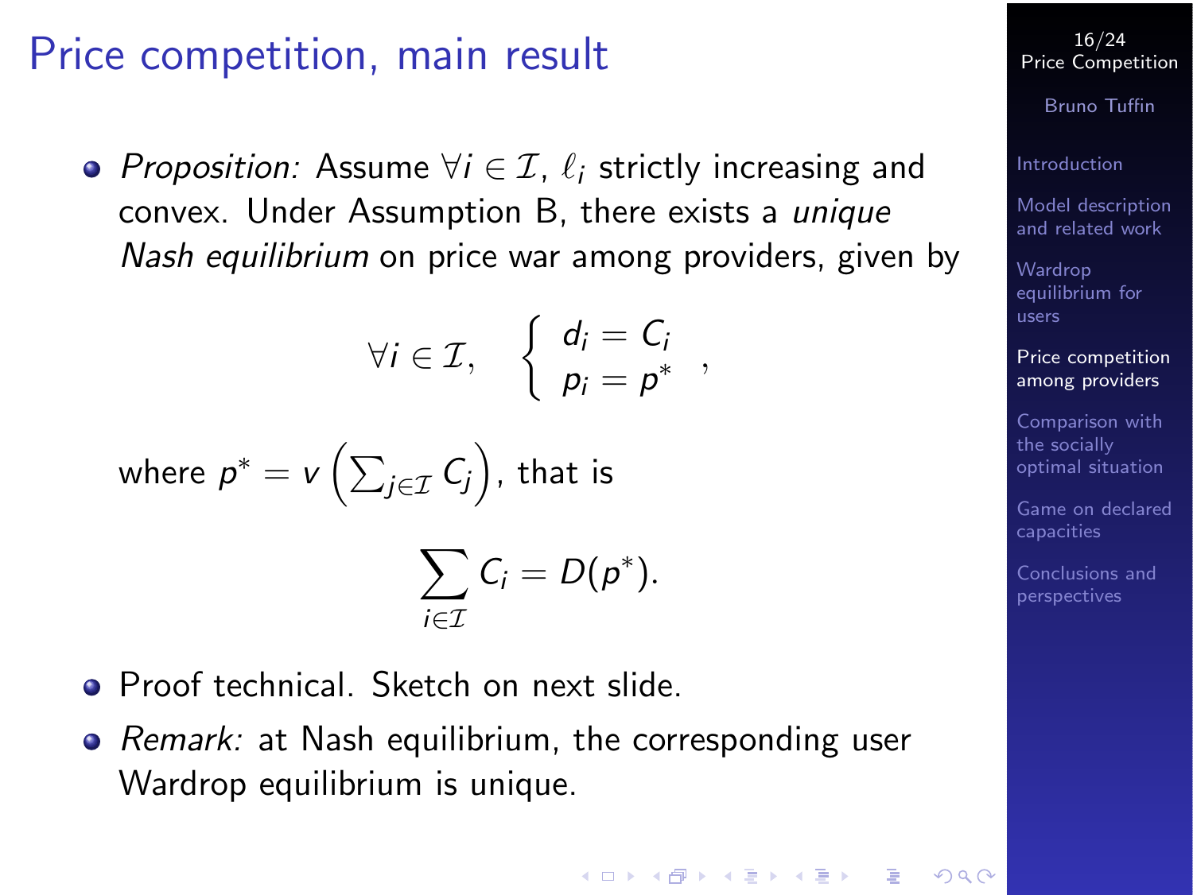# Price competition, main result

- *Proposition:* Assume $\forall i \in \mathcal{I}$, $\ell_i$ strictly increasing and convex. Under Assumption B, there exists a *unique Nash equilibrium* on price war among providers, given by

$$\forall i \in \mathcal{I}, \quad \left\{ \begin{array}{l} d_i = C_i \\ p_i = p^* \end{array} \right. ,$$

  where $p^* = v\left(\sum_{j \in \mathcal{I}} C_j\right)$, that is

$$\sum_{i \in \mathcal{I}} C_i = D(p^*).$$

- Proof technical. Sketch on next slide.
- *Remark:* at Nash equilibrium, the corresponding user Wardrop equilibrium is unique.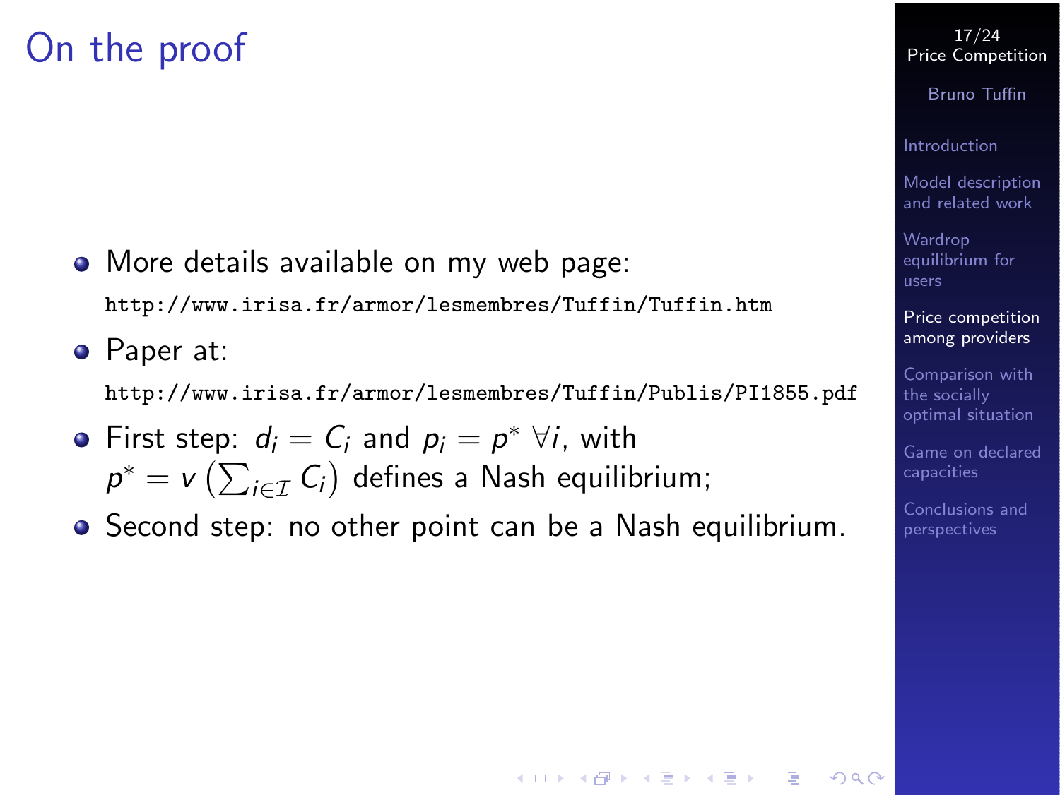# On the proof

- More details available on my web page:
  `http://www.irisa.fr/armor/lesmembres/Tuffin/Tuffin.htm`
- Paper at:
  `http://www.irisa.fr/armor/lesmembres/Tuffin/Publis/PI1855.pdf`
- First step: $d_i = C_i$ and $p_i = p^* \; \forall i$, with $p^* = v\left(\sum_{i \in \mathcal{I}} C_i\right)$ defines a Nash equilibrium;
- Second step: no other point can be a Nash equilibrium.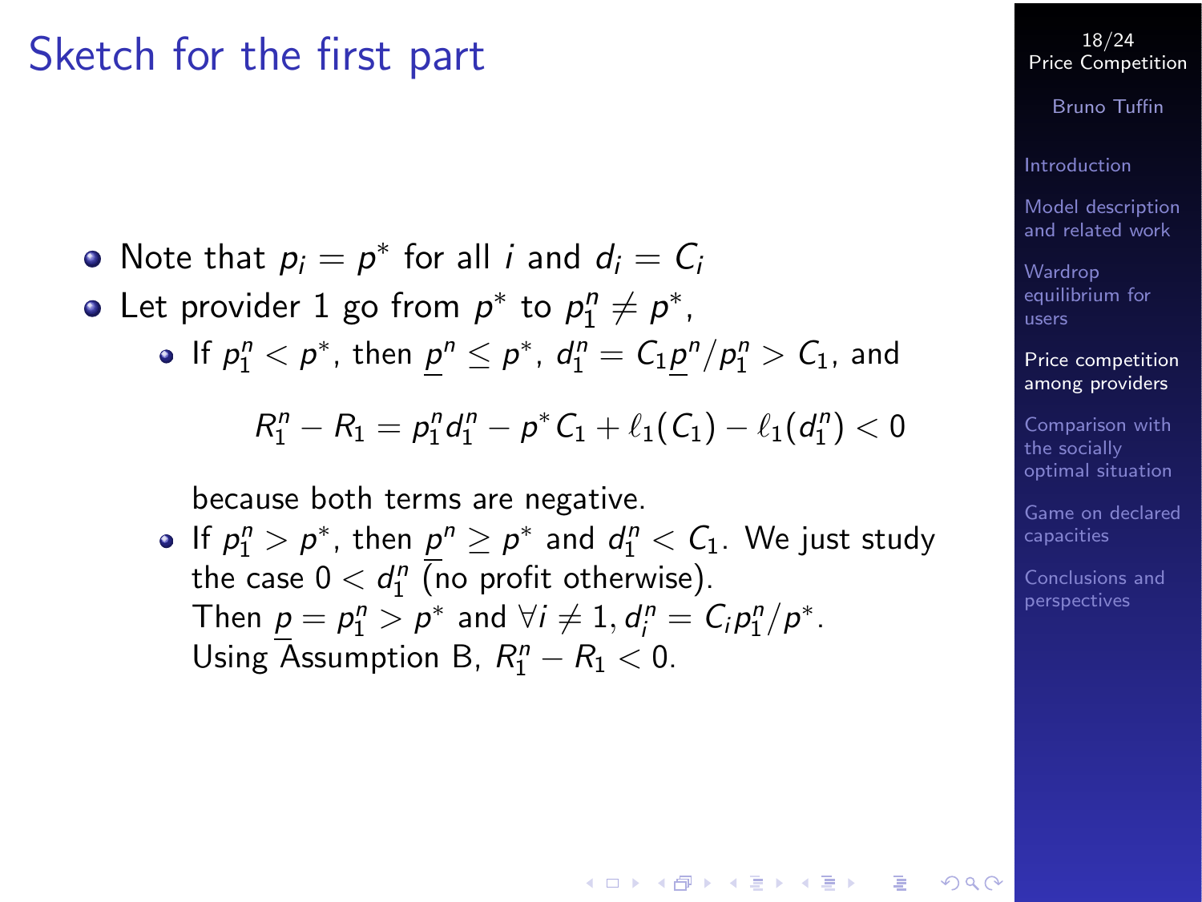# Sketch for the first part

- Note that $p_i = p^*$ for all $i$ and $d_i = C_i$
- Let provider 1 go from $p^*$ to $p_1^n \neq p^*$,
  - If $p_1^n < p^*$, then $\underline{p}^n \leq p^*$, $d_1^n = C_1 \underline{p}^n / p_1^n > C_1$, and

    $$R_1^n - R_1 = p_1^n d_1^n - p^* C_1 + \ell_1(C_1) - \ell_1(d_1^n) < 0$$

    because both terms are negative.
  - If $p_1^n > p^*$, then $\underline{p}^n \geq p^*$ and $d_1^n < C_1$. We just study the case $0 < d_1^n$ (no profit otherwise).
    Then $\underline{p} = p_1^n > p^*$ and $\forall i \neq 1, d_i^n = C_i p_1^n / p^*$.
    Using Assumption B, $R_1^n - R_1 < 0$.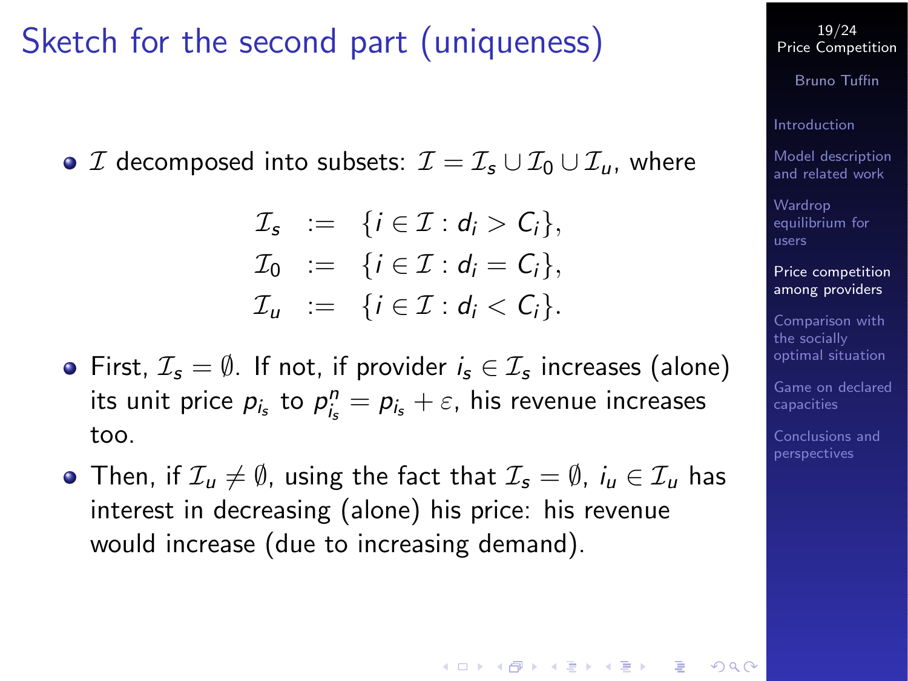# Sketch for the second part (uniqueness)

- $\mathcal{I}$ decomposed into subsets: $\mathcal{I} = \mathcal{I}_s \cup \mathcal{I}_0 \cup \mathcal{I}_u$, where

$$
\begin{aligned}
\mathcal{I}_s &:= \{i \in \mathcal{I} : d_i > C_i\},\\
\mathcal{I}_0 &:= \{i \in \mathcal{I} : d_i = C_i\},\\
\mathcal{I}_u &:= \{i \in \mathcal{I} : d_i < C_i\}.
\end{aligned}
$$

- First, $\mathcal{I}_s = \emptyset$. If not, if provider $i_s \in \mathcal{I}_s$ increases (alone) its unit price $p_{i_s}$ to $p^n_{i_s} = p_{i_s} + \varepsilon$, his revenue increases too.
- Then, if $\mathcal{I}_u \neq \emptyset$, using the fact that $\mathcal{I}_s = \emptyset$, $i_u \in \mathcal{I}_u$ has interest in decreasing (alone) his price: his revenue would increase (due to increasing demand).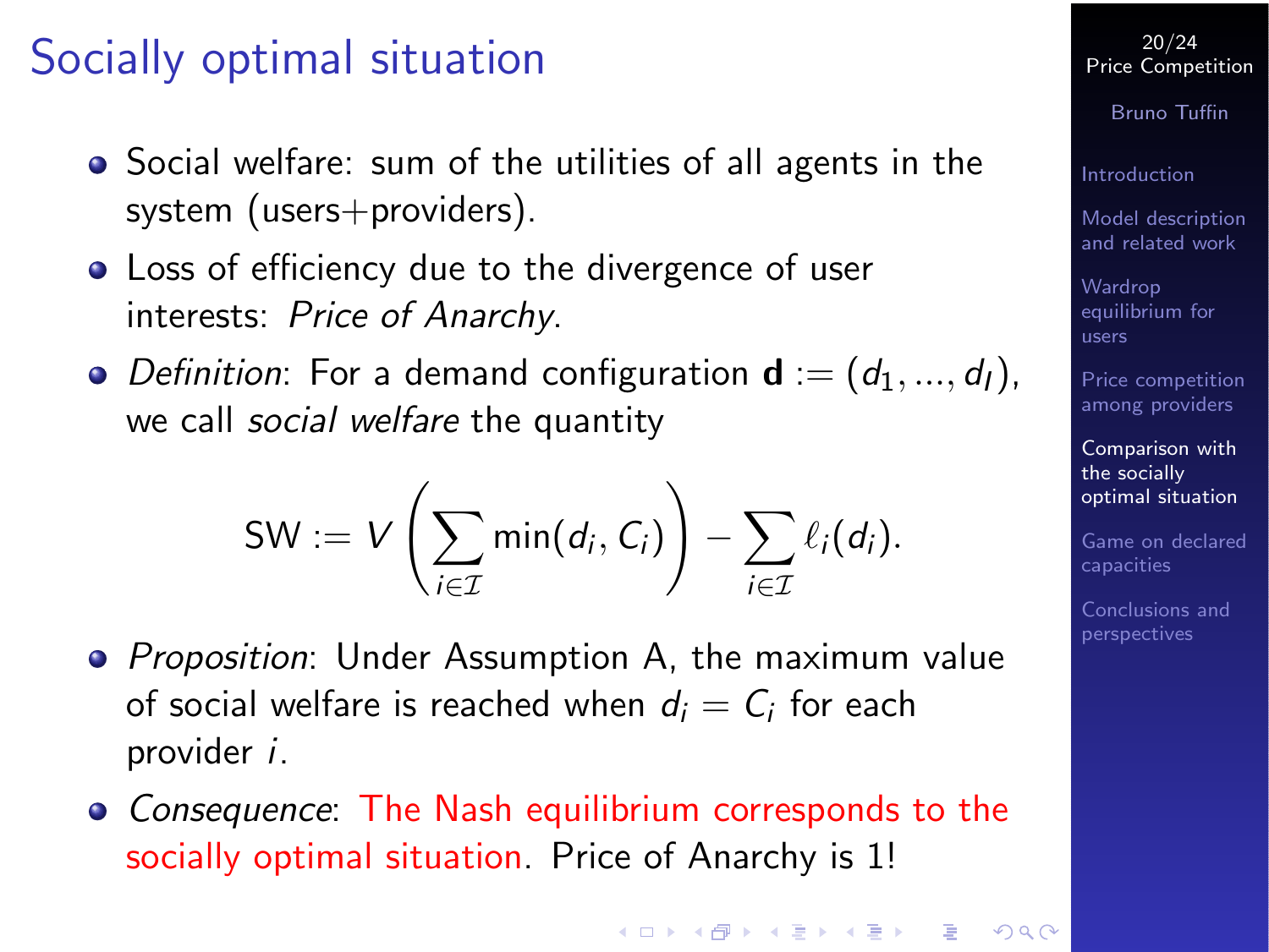# Socially optimal situation

- Social welfare: sum of the utilities of all agents in the system (users+providers).
- Loss of efficiency due to the divergence of user interests: *Price of Anarchy*.
- *Definition*: For a demand configuration $\mathbf{d} := (d_1, ..., d_I)$, we call *social welfare* the quantity

$$\mathrm{SW} := V\left(\sum_{i\in\mathcal{I}} \min(d_i, C_i)\right) - \sum_{i\in\mathcal{I}} \ell_i(d_i).$$

- *Proposition*: Under Assumption A, the maximum value of social welfare is reached when $d_i = C_i$ for each provider $i$.
- *Consequence*: The Nash equilibrium corresponds to the socially optimal situation. Price of Anarchy is 1!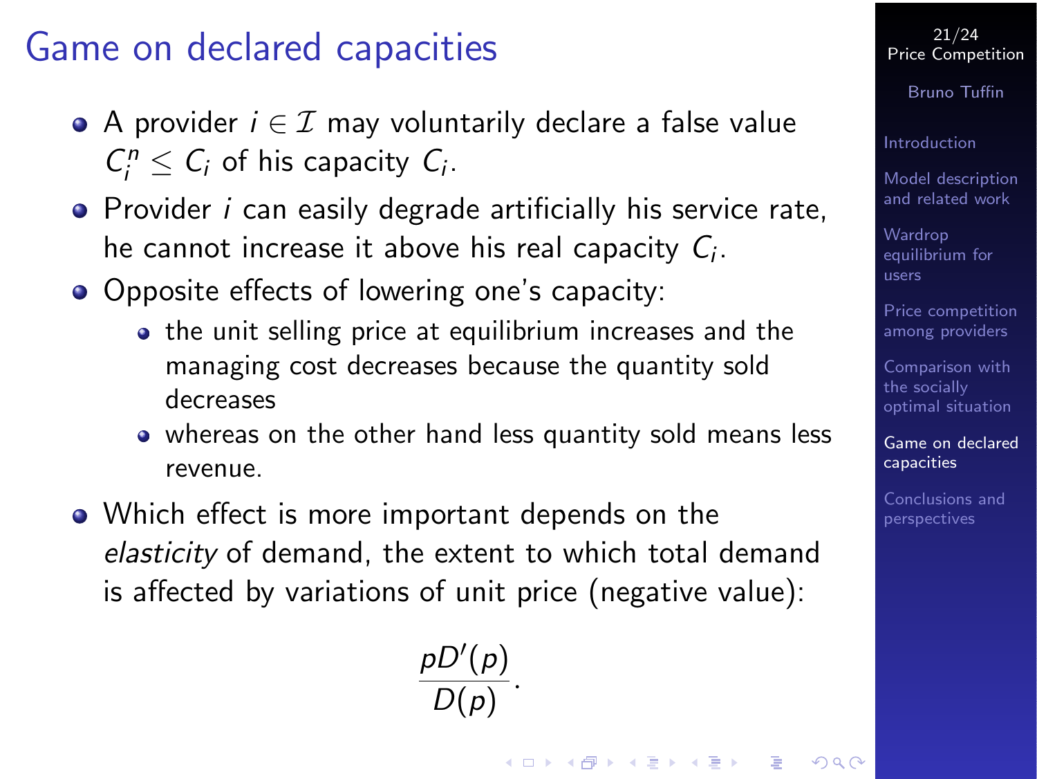# Game on declared capacities

- A provider $i \in \mathcal{I}$ may voluntarily declare a false value $C_i^n \leq C_i$ of his capacity $C_i$.
- Provider $i$ can easily degrade artificially his service rate, he cannot increase it above his real capacity $C_i$.
- Opposite effects of lowering one's capacity:
  - the unit selling price at equilibrium increases and the managing cost decreases because the quantity sold decreases
  - whereas on the other hand less quantity sold means less revenue.
- Which effect is more important depends on the *elasticity* of demand, the extent to which total demand is affected by variations of unit price (negative value):

$$\frac{pD'(p)}{D(p)}.$$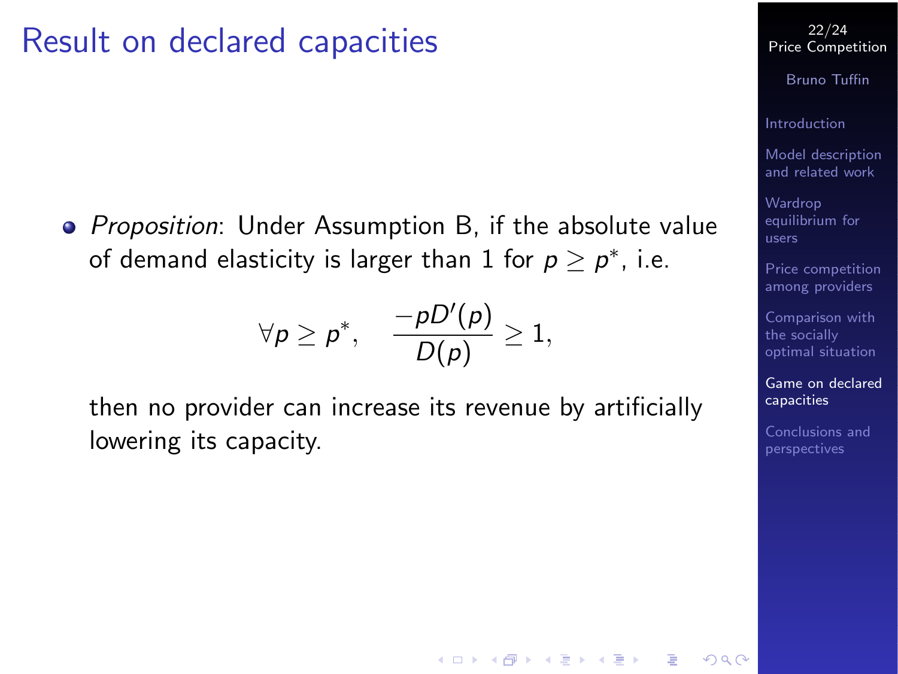# Result on declared capacities

- *Proposition*: Under Assumption B, if the absolute value of demand elasticity is larger than 1 for $p \geq p^*$, i.e.

$$\forall p \geq p^*, \quad \frac{-pD'(p)}{D(p)} \geq 1,$$

then no provider can increase its revenue by artificially lowering its capacity.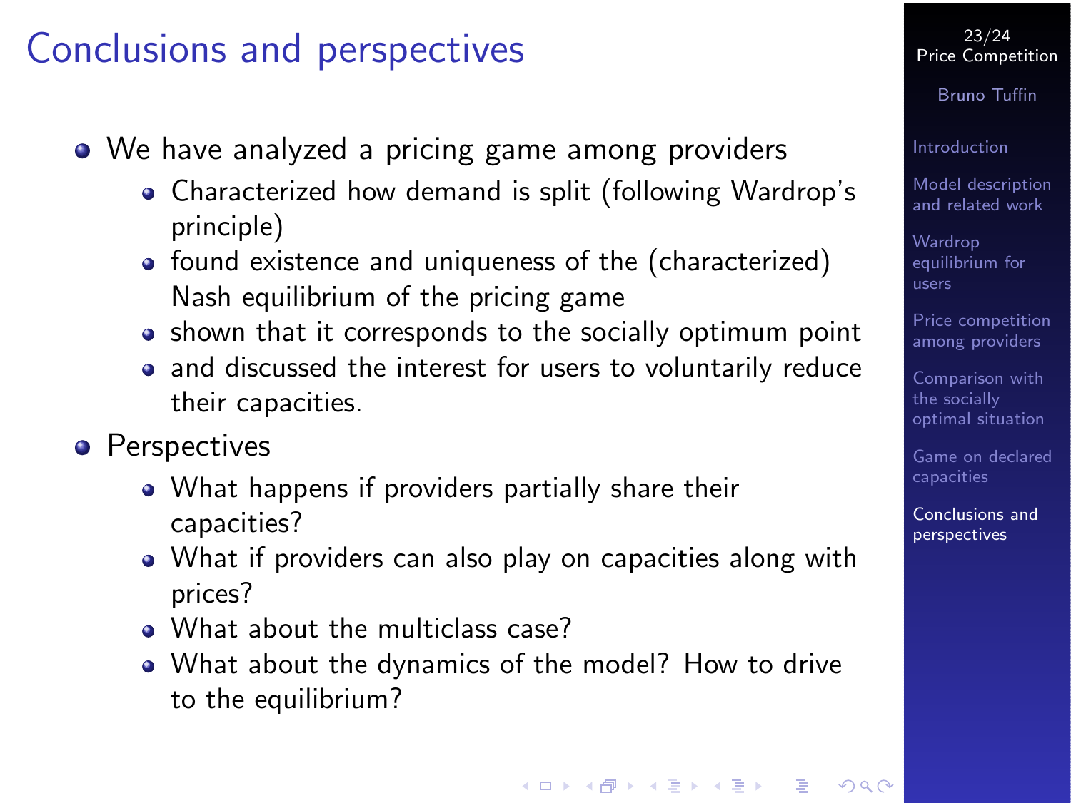# Conclusions and perspectives

- We have analyzed a pricing game among providers
  - Characterized how demand is split (following Wardrop's principle)
  - found existence and uniqueness of the (characterized) Nash equilibrium of the pricing game
  - shown that it corresponds to the socially optimum point
  - and discussed the interest for users to voluntarily reduce their capacities.
- Perspectives
  - What happens if providers partially share their capacities?
  - What if providers can also play on capacities along with prices?
  - What about the multiclass case?
  - What about the dynamics of the model? How to drive to the equilibrium?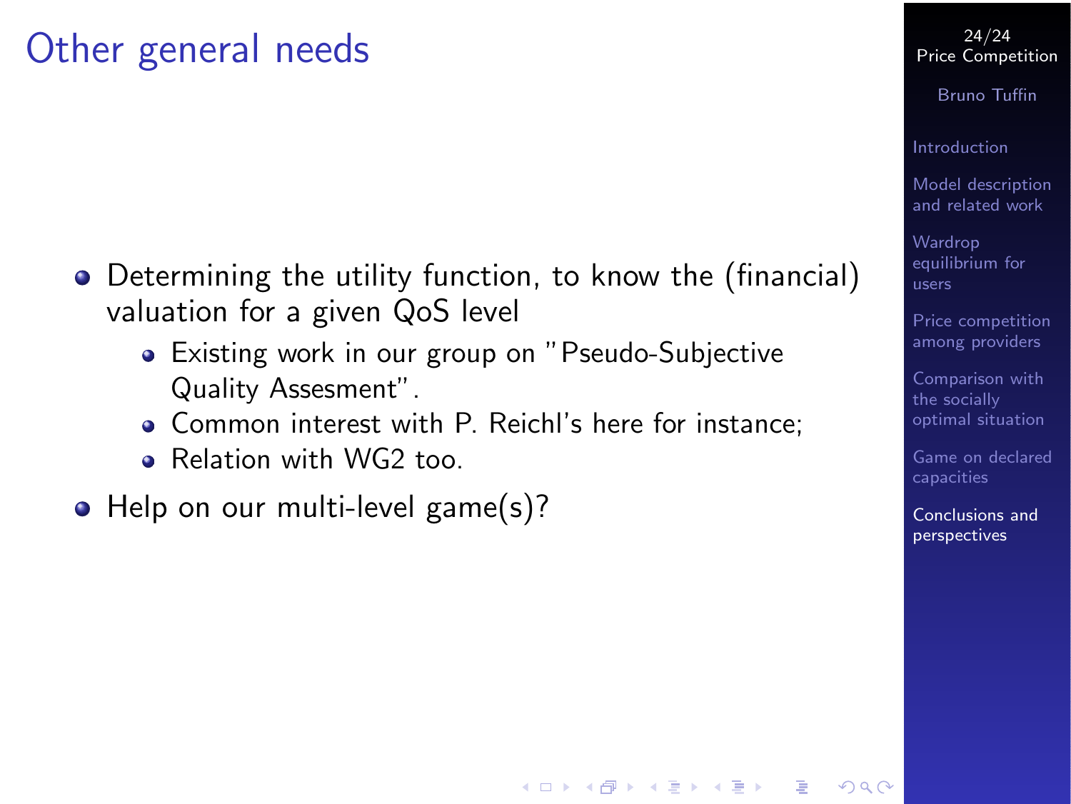# Other general needs

- Determining the utility function, to know the (financial) valuation for a given QoS level
  - Existing work in our group on "Pseudo-Subjective Quality Assesment".
  - Common interest with P. Reichl's here for instance;
  - Relation with WG2 too.
- Help on our multi-level game(s)?